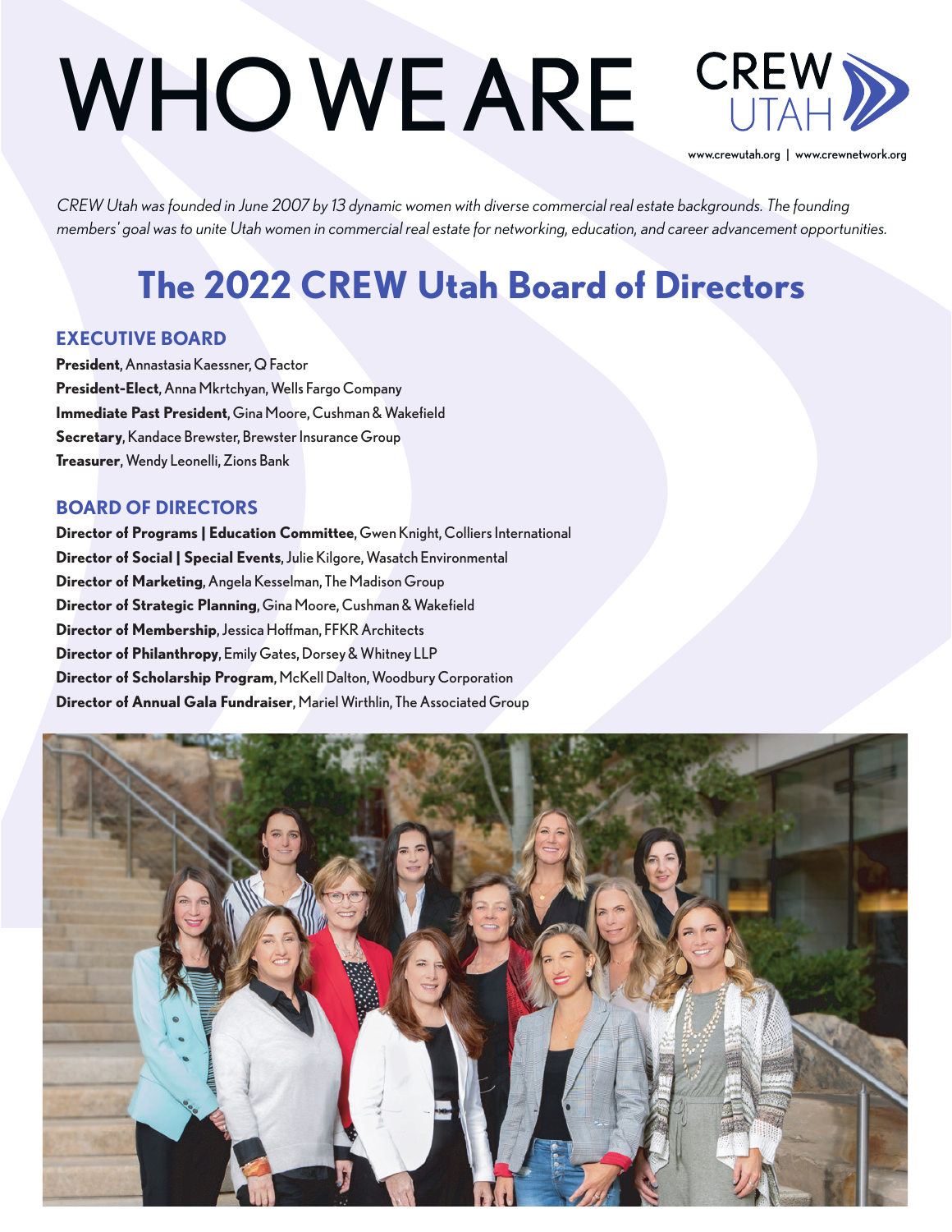# WHO WE ARE

CREW UTAH

www.crewutah.org | www.crewnetwork.org

*CREW Utah was founded in June 2007 by 13 dynamic women with diverse commercial real estate backgrounds. The founding members' goal was to unite Utah women in commercial real estate for networking, education, and career advancement opportunities.*

## The 2022 CREW Utah Board of Directors

### EXECUTIVE BOARD

**President**, Annastasia Kaessner, Q Factor
**President-Elect**, Anna Mkrtchyan, Wells Fargo Company
**Immediate Past President**, Gina Moore, Cushman & Wakefield
**Secretary**, Kandace Brewster, Brewster Insurance Group
**Treasurer**, Wendy Leonelli, Zions Bank

### BOARD OF DIRECTORS

**Director of Programs | Education Committee**, Gwen Knight, Colliers International
**Director of Social | Special Events**, Julie Kilgore, Wasatch Environmental
**Director of Marketing**, Angela Kesselman, The Madison Group
**Director of Strategic Planning**, Gina Moore, Cushman & Wakefield
**Director of Membership**, Jessica Hoffman, FFKR Architects
**Director of Philanthropy**, Emily Gates, Dorsey & Whitney LLP
**Director of Scholarship Program**, McKell Dalton, Woodbury Corporation
**Director of Annual Gala Fundraiser**, Mariel Wirthlin, The Associated Group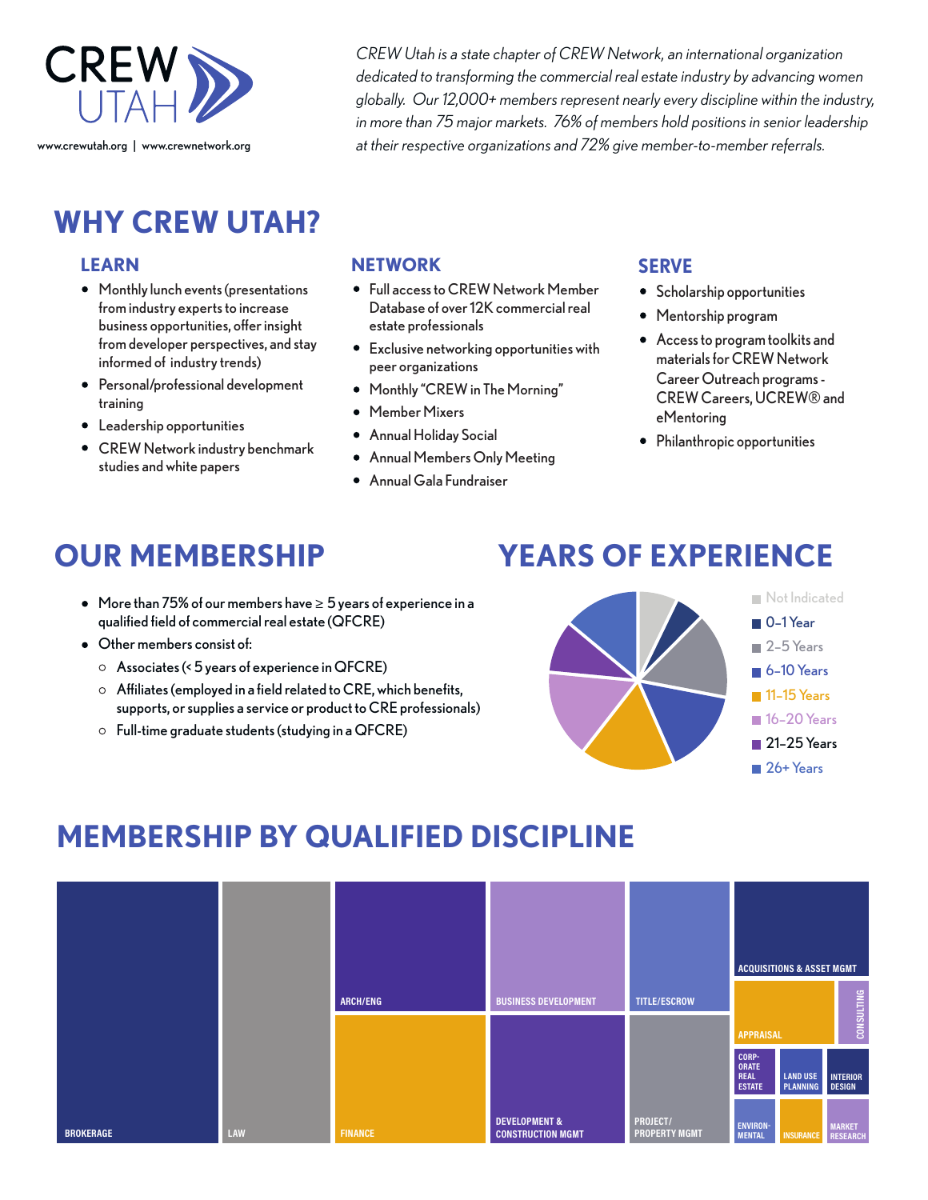# CREW UTAH

www.crewutah.org | www.crewnetwork.org

*CREW Utah is a state chapter of CREW Network, an international organization dedicated to transforming the commercial real estate industry by advancing women globally. Our 12,000+ members represent nearly every discipline within the industry, in more than 75 major markets. 76% of members hold positions in senior leadership at their respective organizations and 72% give member-to-member referrals.*

## WHY CREW UTAH?

### LEARN

- Monthly lunch events (presentations from industry experts to increase business opportunities, offer insight from developer perspectives, and stay informed of industry trends)
- Personal/professional development training
- Leadership opportunities
- CREW Network industry benchmark studies and white papers

### NETWORK

- Full access to CREW Network Member Database of over 12K commercial real estate professionals
- Exclusive networking opportunities with peer organizations
- Monthly "CREW in The Morning"
- Member Mixers
- Annual Holiday Social
- Annual Members Only Meeting
- Annual Gala Fundraiser

### SERVE

- Scholarship opportunities
- Mentorship program
- Access to program toolkits and materials for CREW Network Career Outreach programs - CREW Careers, UCREW® and eMentoring
- Philanthropic opportunities

## OUR MEMBERSHIP

- More than 75% of our members have ≥ 5 years of experience in a qualified field of commercial real estate (QFCRE)
- Other members consist of:
  - Associates (< 5 years of experience in QFCRE)
  - Affiliates (employed in a field related to CRE, which benefits, supports, or supplies a service or product to CRE professionals)
  - Full-time graduate students (studying in a QFCRE)

## YEARS OF EXPERIENCE

- Not Indicated
- 0–1 Year
- 2–5 Years
- 6–10 Years
- 11–15 Years
- 16–20 Years
- 21–25 Years
- 26+ Years

## MEMBERSHIP BY QUALIFIED DISCIPLINE

BROKERAGE, LAW, ARCH/ENG, FINANCE, BUSINESS DEVELOPMENT, DEVELOPMENT & CONSTRUCTION MGMT, TITLE/ESCROW, PROJECT/PROPERTY MGMT, ACQUISITIONS & ASSET MGMT, APPRAISAL, CONSULTING, CORPORATE REAL ESTATE, LAND USE PLANNING, INTERIOR DESIGN, ENVIRONMENTAL, INSURANCE, MARKET RESEARCH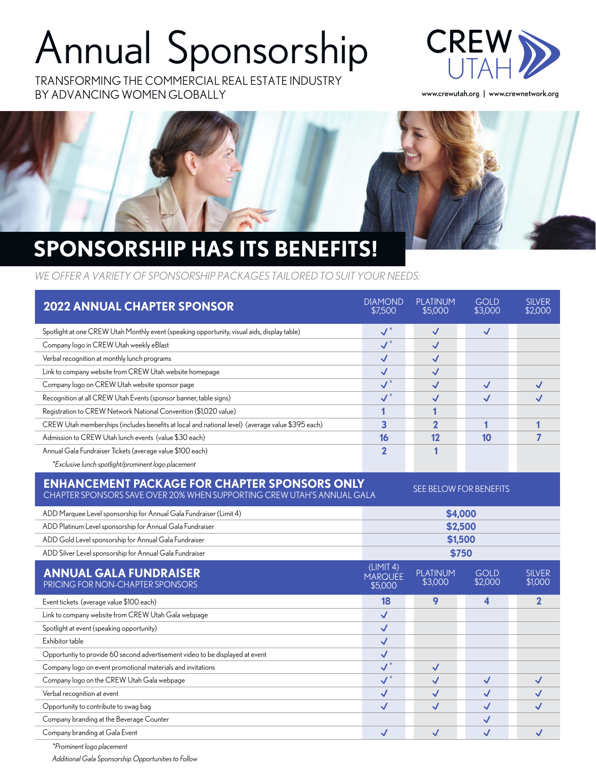# Annual Sponsorship

TRANSFORMING THE COMMERCIAL REAL ESTATE INDUSTRY BY ADVANCING WOMEN GLOBALLY

CREW UTAH

www.crewutah.org | www.crewnetwork.org

## SPONSORSHIP HAS ITS BENEFITS!

*WE OFFER A VARIETY OF SPONSORSHIP PACKAGES TAILORED TO SUIT YOUR NEEDS:*

| 2022 ANNUAL CHAPTER SPONSOR | DIAMOND $7,500 | PLATINUM $5,000 | GOLD $3,000 | SILVER $2,000 |
|---|---|---|---|---|
| Spotlight at one CREW Utah Monthly event (speaking opportunity, visual aids, display table) | ✓* | ✓ | ✓ | |
| Company logo in CREW Utah weekly eBlast | ✓* | ✓ | | |
| Verbal recognition at monthly lunch programs | ✓ | ✓ | | |
| Link to company website from CREW Utah website homepage | ✓ | ✓ | | |
| Company logo on CREW Utah website sponsor page | ✓* | ✓ | ✓ | ✓ |
| Recognition at all CREW Utah Events (sponsor banner, table signs) | ✓* | ✓ | ✓ | ✓ |
| Registration to CREW Network National Convention ($1,020 value) | 1 | 1 | | |
| CREW Utah memberships (includes benefits at local and national level) (average value $395 each) | 3 | 2 | 1 | 1 |
| Admission to CREW Utah lunch events (value $30 each) | 16 | 12 | 10 | 7 |
| Annual Gala Fundraiser Tickets (average value $100 each) | 2 | 1 | | |

*\*Exclusive lunch spotlight/prominent logo placement*

| ENHANCEMENT PACKAGE FOR CHAPTER SPONSORS ONLY<br>CHAPTER SPONSORS SAVE OVER 20% WHEN SUPPORTING CREW UTAH'S ANNUAL GALA | SEE BELOW FOR BENEFITS |
|---|---|
| ADD Marquee Level sponsorship for Annual Gala Fundraiser (Limit 4) | $4,000 |
| ADD Platinum Level sponsorship for Annual Gala Fundraiser | $2,500 |
| ADD Gold Level sponsorship for Annual Gala Fundraiser | $1,500 |
| ADD Silver Level sponsorship for Annual Gala Fundraiser | $750 |

| ANNUAL GALA FUNDRAISER<br>PRICING FOR NON-CHAPTER SPONSORS | (LIMIT 4) MARQUEE $5,000 | PLATINUM $3,000 | GOLD $2,000 | SILVER $1,000 |
|---|---|---|---|---|
| Event tickets (average value $100 each) | 18 | 9 | 4 | 2 |
| Link to company website from CREW Utah Gala webpage | ✓ | | | |
| Spotlight at event (speaking opportunity) | ✓ | | | |
| Exhibitor table | ✓ | | | |
| Opportuntiy to provide 60 second advertisement video to be displayed at event | ✓ | | | |
| Company logo on event promotional materials and invitations | ✓* | ✓ | | |
| Company logo on the CREW Utah Gala webpage | ✓* | ✓ | ✓ | ✓ |
| Verbal recognition at event | ✓ | ✓ | ✓ | ✓ |
| Opportunity to contribute to swag bag | ✓ | ✓ | ✓ | ✓ |
| Company branding at the Beverage Counter | | | ✓ | |
| Company branding at Gala Event | ✓ | ✓ | ✓ | ✓ |

*\*Prominent logo placement*

*Additional Gala Sponsorship Opportunities to Follow*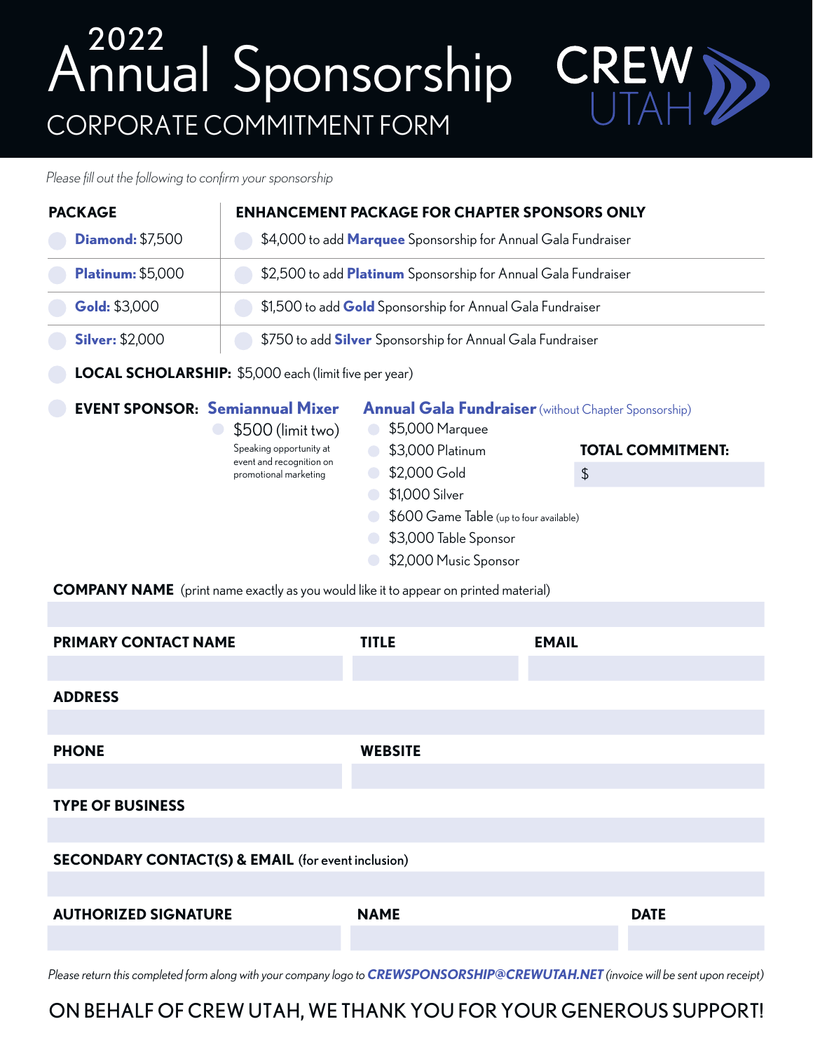# 2022 Annual Sponsorship

## CORPORATE COMMITMENT FORM

CREW UTAH

*Please fill out the following to confirm your sponsorship*

| PACKAGE | ENHANCEMENT PACKAGE FOR CHAPTER SPONSORS ONLY |
|---|---|
| **Diamond:** $7,500 | $4,000 to add **Marquee** Sponsorship for Annual Gala Fundraiser |
| **Platinum:** $5,000 | $2,500 to add **Platinum** Sponsorship for Annual Gala Fundraiser |
| **Gold:** $3,000 | $1,500 to add **Gold** Sponsorship for Annual Gala Fundraiser |
| **Silver:** $2,000 | $750 to add **Silver** Sponsorship for Annual Gala Fundraiser |

**LOCAL SCHOLARSHIP:** $5,000 each (limit five per year)

**EVENT SPONSOR:**

**Semiannual Mixer**

- $500 (limit two)
  Speaking opportunity at event and recognition on promotional marketing

**Annual Gala Fundraiser** (without Chapter Sponsorship)

- $5,000 Marquee
- $3,000 Platinum
- $2,000 Gold
- $1,000 Silver
- $600 Game Table (up to four available)
- $3,000 Table Sponsor
- $2,000 Music Sponsor

**TOTAL COMMITMENT:** $

**COMPANY NAME** (print name exactly as you would like it to appear on printed material)

**PRIMARY CONTACT NAME** | **TITLE** | **EMAIL**

**ADDRESS**

**PHONE** | **WEBSITE**

**TYPE OF BUSINESS**

**SECONDARY CONTACT(S) & EMAIL** (for event inclusion)

**AUTHORIZED SIGNATURE** | **NAME** | **DATE**

*Please return this completed form along with your company logo to* ***CREWSPONSORSHIP@CREWUTAH.NET*** *(invoice will be sent upon receipt)*

ON BEHALF OF CREW UTAH, WE THANK YOU FOR YOUR GENEROUS SUPPORT!